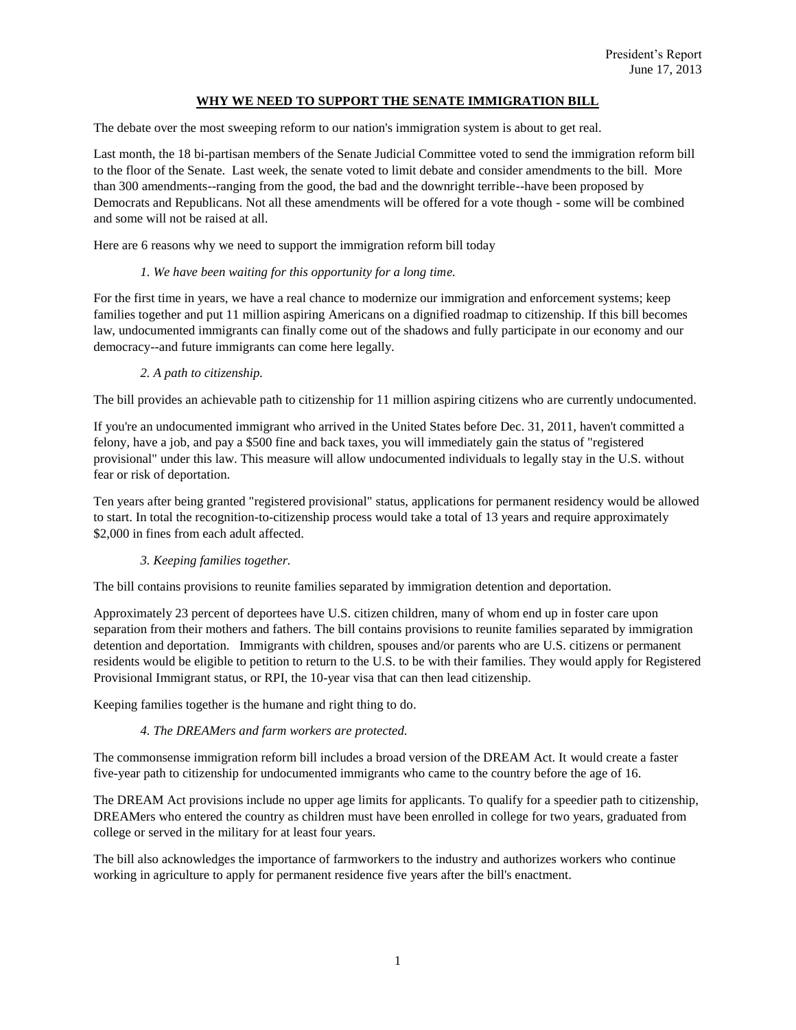President's Report
June 17, 2013

## WHY WE NEED TO SUPPORT THE SENATE IMMIGRATION BILL

The debate over the most sweeping reform to our nation's immigration system is about to get real.

Last month, the 18 bi-partisan members of the Senate Judicial Committee voted to send the immigration reform bill to the floor of the Senate. Last week, the senate voted to limit debate and consider amendments to the bill. More than 300 amendments--ranging from the good, the bad and the downright terrible--have been proposed by Democrats and Republicans. Not all these amendments will be offered for a vote though - some will be combined and some will not be raised at all.

Here are 6 reasons why we need to support the immigration reform bill today

*1. We have been waiting for this opportunity for a long time.*

For the first time in years, we have a real chance to modernize our immigration and enforcement systems; keep families together and put 11 million aspiring Americans on a dignified roadmap to citizenship. If this bill becomes law, undocumented immigrants can finally come out of the shadows and fully participate in our economy and our democracy--and future immigrants can come here legally.

*2. A path to citizenship.*

The bill provides an achievable path to citizenship for 11 million aspiring citizens who are currently undocumented.

If you're an undocumented immigrant who arrived in the United States before Dec. 31, 2011, haven't committed a felony, have a job, and pay a $500 fine and back taxes, you will immediately gain the status of "registered provisional" under this law. This measure will allow undocumented individuals to legally stay in the U.S. without fear or risk of deportation.

Ten years after being granted "registered provisional" status, applications for permanent residency would be allowed to start. In total the recognition-to-citizenship process would take a total of 13 years and require approximately $2,000 in fines from each adult affected.

*3. Keeping families together.*

The bill contains provisions to reunite families separated by immigration detention and deportation.

Approximately 23 percent of deportees have U.S. citizen children, many of whom end up in foster care upon separation from their mothers and fathers. The bill contains provisions to reunite families separated by immigration detention and deportation. Immigrants with children, spouses and/or parents who are U.S. citizens or permanent residents would be eligible to petition to return to the U.S. to be with their families. They would apply for Registered Provisional Immigrant status, or RPI, the 10-year visa that can then lead citizenship.

Keeping families together is the humane and right thing to do.

*4. The DREAMers and farm workers are protected.*

The commonsense immigration reform bill includes a broad version of the DREAM Act. It would create a faster five-year path to citizenship for undocumented immigrants who came to the country before the age of 16.

The DREAM Act provisions include no upper age limits for applicants. To qualify for a speedier path to citizenship, DREAMers who entered the country as children must have been enrolled in college for two years, graduated from college or served in the military for at least four years.

The bill also acknowledges the importance of farmworkers to the industry and authorizes workers who continue working in agriculture to apply for permanent residence five years after the bill's enactment.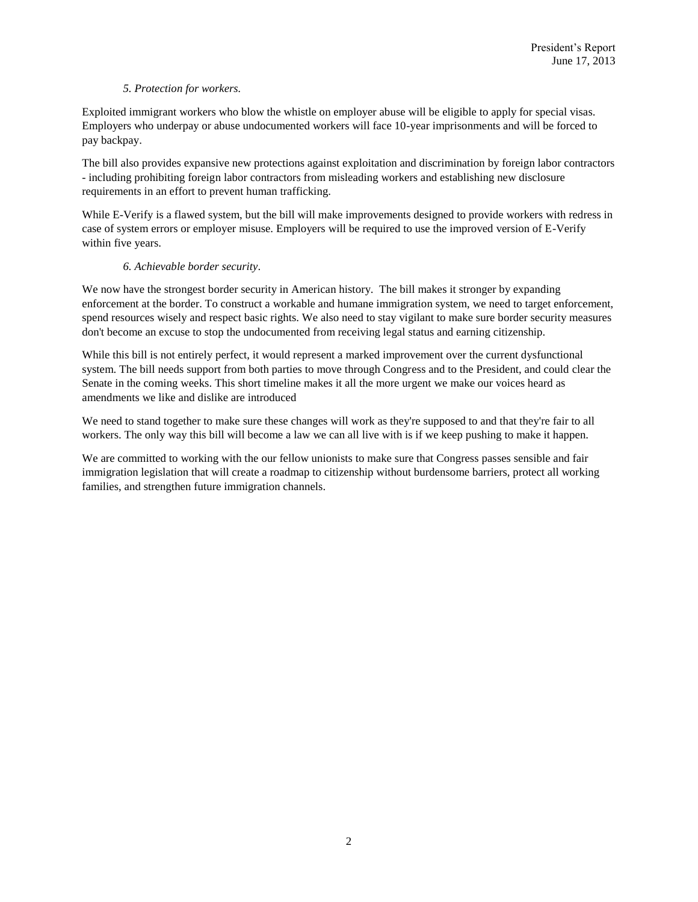*5. Protection for workers.*

Exploited immigrant workers who blow the whistle on employer abuse will be eligible to apply for special visas. Employers who underpay or abuse undocumented workers will face 10-year imprisonments and will be forced to pay backpay.

The bill also provides expansive new protections against exploitation and discrimination by foreign labor contractors - including prohibiting foreign labor contractors from misleading workers and establishing new disclosure requirements in an effort to prevent human trafficking.

While E-Verify is a flawed system, but the bill will make improvements designed to provide workers with redress in case of system errors or employer misuse. Employers will be required to use the improved version of E-Verify within five years.

*6. Achievable border security*.

We now have the strongest border security in American history. The bill makes it stronger by expanding enforcement at the border. To construct a workable and humane immigration system, we need to target enforcement, spend resources wisely and respect basic rights. We also need to stay vigilant to make sure border security measures don't become an excuse to stop the undocumented from receiving legal status and earning citizenship.

While this bill is not entirely perfect, it would represent a marked improvement over the current dysfunctional system. The bill needs support from both parties to move through Congress and to the President, and could clear the Senate in the coming weeks. This short timeline makes it all the more urgent we make our voices heard as amendments we like and dislike are introduced

We need to stand together to make sure these changes will work as they're supposed to and that they're fair to all workers. The only way this bill will become a law we can all live with is if we keep pushing to make it happen.

We are committed to working with the our fellow unionists to make sure that Congress passes sensible and fair immigration legislation that will create a roadmap to citizenship without burdensome barriers, protect all working families, and strengthen future immigration channels.